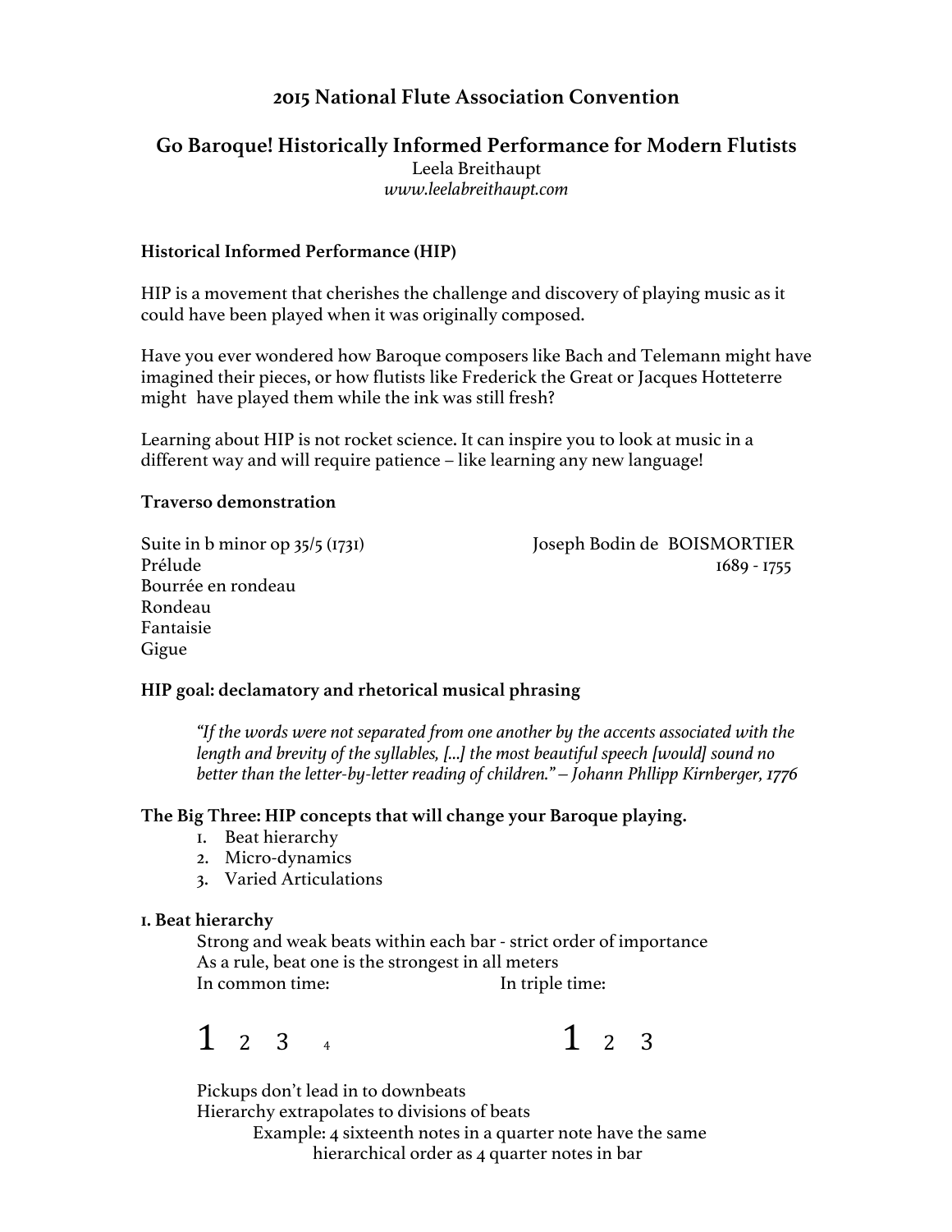# 2015 National Flute Association Convention

## Go Baroque! Historically Informed Performance for Modern Flutists

Leela Breithaupt
*www.leelabreithaupt.com*

### Historical Informed Performance (HIP)

HIP is a movement that cherishes the challenge and discovery of playing music as it could have been played when it was originally composed.

Have you ever wondered how Baroque composers like Bach and Telemann might have imagined their pieces, or how flutists like Frederick the Great or Jacques Hotteterre might have played them while the ink was still fresh?

Learning about HIP is not rocket science. It can inspire you to look at music in a different way and will require patience – like learning any new language!

### Traverso demonstration

Suite in b minor op 35/5 (1731) — Joseph Bodin de BOISMORTIER, 1689 - 1755

Prélude
Bourrée en rondeau
Rondeau
Fantaisie
Gigue

### HIP goal: declamatory and rhetorical musical phrasing

> *"If the words were not separated from one another by the accents associated with the length and brevity of the syllables, [...] the most beautiful speech [would] sound no better than the letter-by-letter reading of children." – Johann Phllipp Kirnberger, 1776*

### The Big Three: HIP concepts that will change your Baroque playing.

1. Beat hierarchy
2. Micro-dynamics
3. Varied Articulations

### 1. Beat hierarchy

Strong and weak beats within each bar - strict order of importance
As a rule, beat one is the strongest in all meters

In common time: **1** 2 3 4

In triple time: **1** 2 3

Pickups don't lead in to downbeats
Hierarchy extrapolates to divisions of beats

Example: 4 sixteenth notes in a quarter note have the same hierarchical order as 4 quarter notes in bar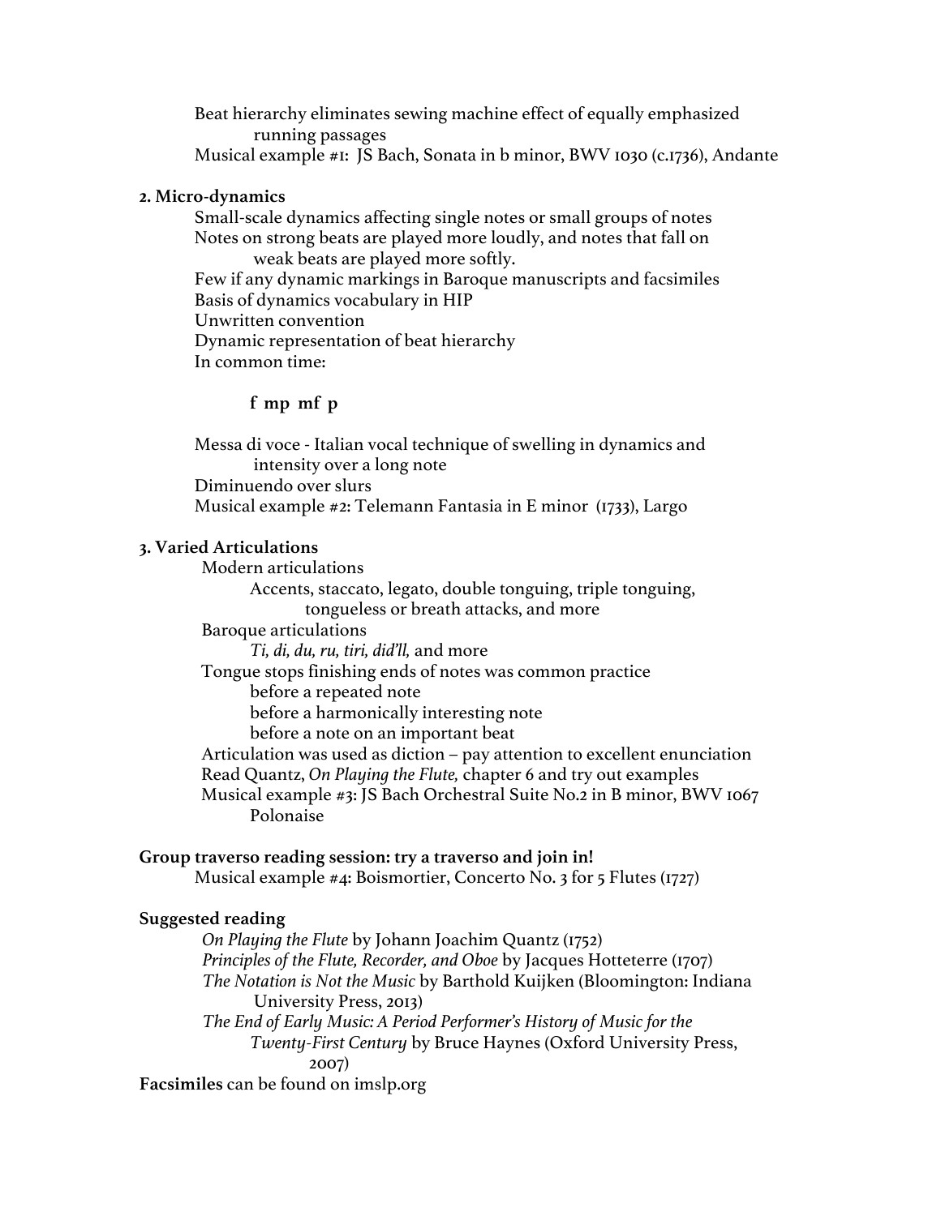Beat hierarchy eliminates sewing machine effect of equally emphasized running passages

Musical example #1: JS Bach, Sonata in b minor, BWV 1030 (c.1736), Andante

**2. Micro-dynamics**

Small-scale dynamics affecting single notes or small groups of notes

Notes on strong beats are played more loudly, and notes that fall on weak beats are played more softly.

Few if any dynamic markings in Baroque manuscripts and facsimiles

Basis of dynamics vocabulary in HIP

Unwritten convention

Dynamic representation of beat hierarchy

In common time:

**f mp mf p**

Messa di voce - Italian vocal technique of swelling in dynamics and intensity over a long note

Diminuendo over slurs

Musical example #2: Telemann Fantasia in E minor (1733), Largo

**3. Varied Articulations**

Modern articulations

- Accents, staccato, legato, double tonguing, triple tonguing, tongueless or breath attacks, and more

Baroque articulations

- *Ti, di, du, ru, tiri, did'll,* and more

Tongue stops finishing ends of notes was common practice

- before a repeated note
- before a harmonically interesting note
- before a note on an important beat

Articulation was used as diction – pay attention to excellent enunciation

Read Quantz, *On Playing the Flute,* chapter 6 and try out examples

Musical example #3: JS Bach Orchestral Suite No.2 in B minor, BWV 1067 Polonaise

**Group traverso reading session: try a traverso and join in!**

Musical example #4: Boismortier, Concerto No. 3 for 5 Flutes (1727)

**Suggested reading**

*On Playing the Flute* by Johann Joachim Quantz (1752)

*Principles of the Flute, Recorder, and Oboe* by Jacques Hotteterre (1707)

*The Notation is Not the Music* by Barthold Kuijken (Bloomington: Indiana University Press, 2013)

*The End of Early Music: A Period Performer's History of Music for the Twenty-First Century* by Bruce Haynes (Oxford University Press, 2007)

**Facsimiles** can be found on imslp.org